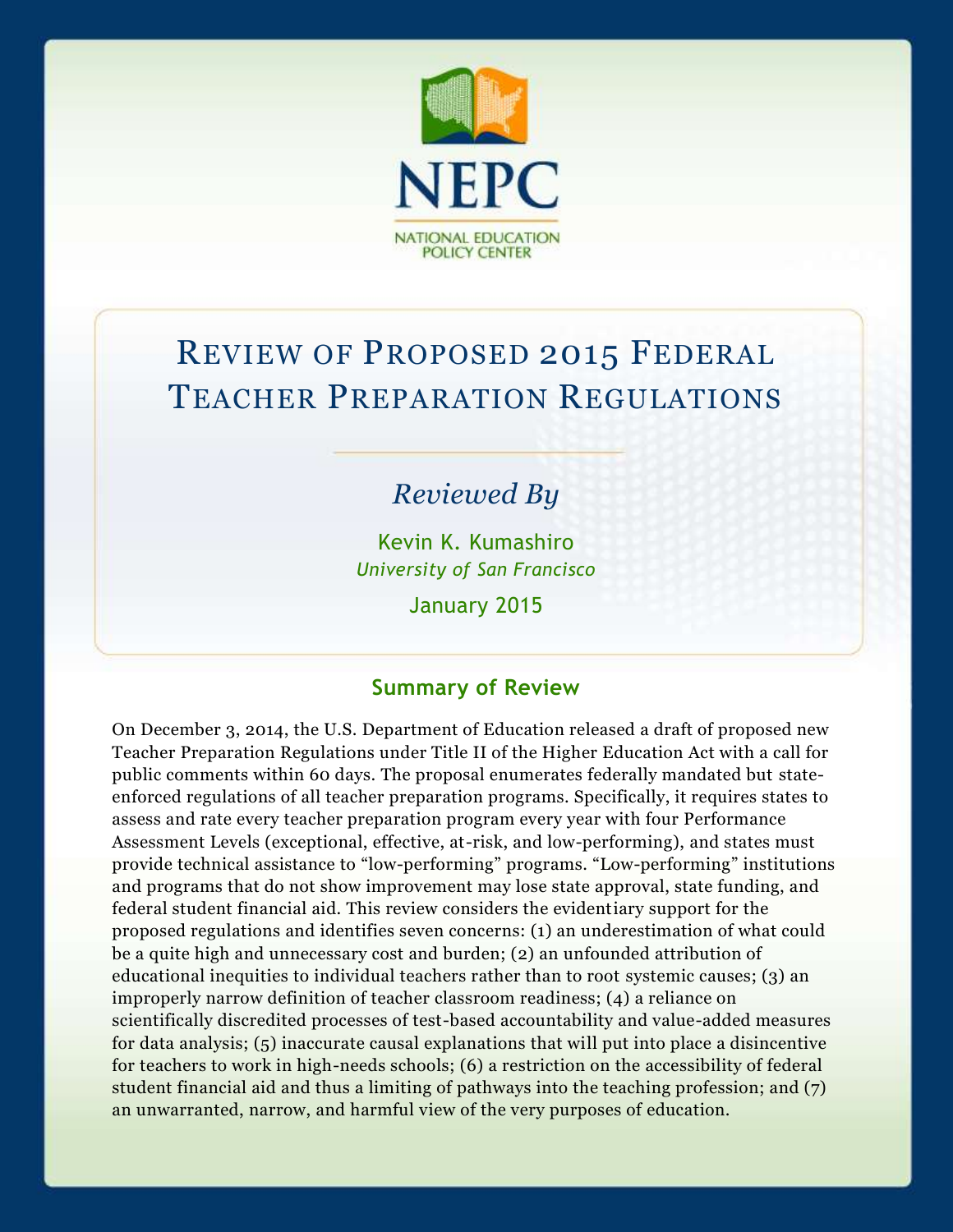NEPC

NATIONAL EDUCATION POLICY CENTER

# Review of Proposed 2015 Federal Teacher Preparation Regulations

*Reviewed By*

Kevin K. Kumashiro

*University of San Francisco*

January 2015

## Summary of Review

On December 3, 2014, the U.S. Department of Education released a draft of proposed new Teacher Preparation Regulations under Title II of the Higher Education Act with a call for public comments within 60 days. The proposal enumerates federally mandated but state-enforced regulations of all teacher preparation programs. Specifically, it requires states to assess and rate every teacher preparation program every year with four Performance Assessment Levels (exceptional, effective, at-risk, and low-performing), and states must provide technical assistance to "low-performing" programs. "Low-performing" institutions and programs that do not show improvement may lose state approval, state funding, and federal student financial aid. This review considers the evidentiary support for the proposed regulations and identifies seven concerns: (1) an underestimation of what could be a quite high and unnecessary cost and burden; (2) an unfounded attribution of educational inequities to individual teachers rather than to root systemic causes; (3) an improperly narrow definition of teacher classroom readiness; (4) a reliance on scientifically discredited processes of test-based accountability and value-added measures for data analysis; (5) inaccurate causal explanations that will put into place a disincentive for teachers to work in high-needs schools; (6) a restriction on the accessibility of federal student financial aid and thus a limiting of pathways into the teaching profession; and (7) an unwarranted, narrow, and harmful view of the very purposes of education.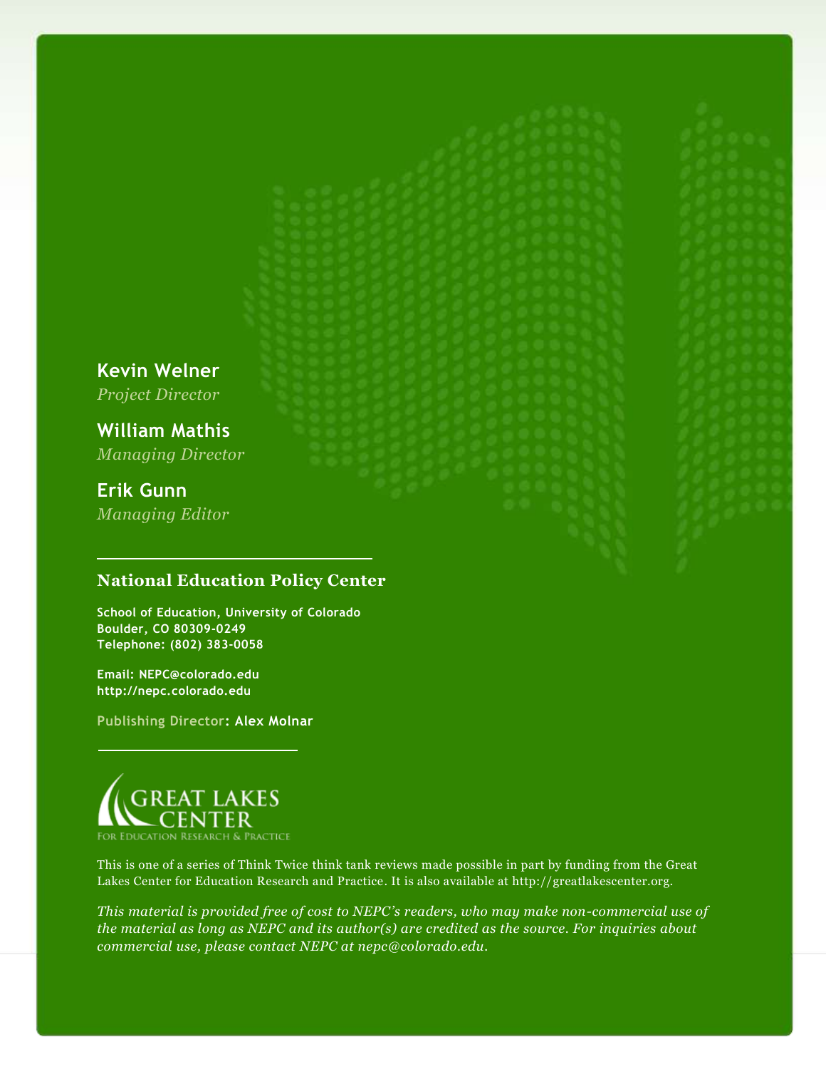**Kevin Welner**
*Project Director*

**William Mathis**
*Managing Director*

**Erik Gunn**
*Managing Editor*

---

**National Education Policy Center**

**School of Education, University of Colorado**
**Boulder, CO 80309-0249**
**Telephone: (802) 383-0058**

**Email: NEPC@colorado.edu**
**http://nepc.colorado.edu**

**Publishing Director: Alex Molnar**

---

GREAT LAKES CENTER
FOR EDUCATION RESEARCH & PRACTICE

This is one of a series of Think Twice think tank reviews made possible in part by funding from the Great Lakes Center for Education Research and Practice. It is also available at http://greatlakescenter.org.

*This material is provided free of cost to NEPC's readers, who may make non-commercial use of the material as long as NEPC and its author(s) are credited as the source. For inquiries about commercial use, please contact NEPC at nepc@colorado.edu.*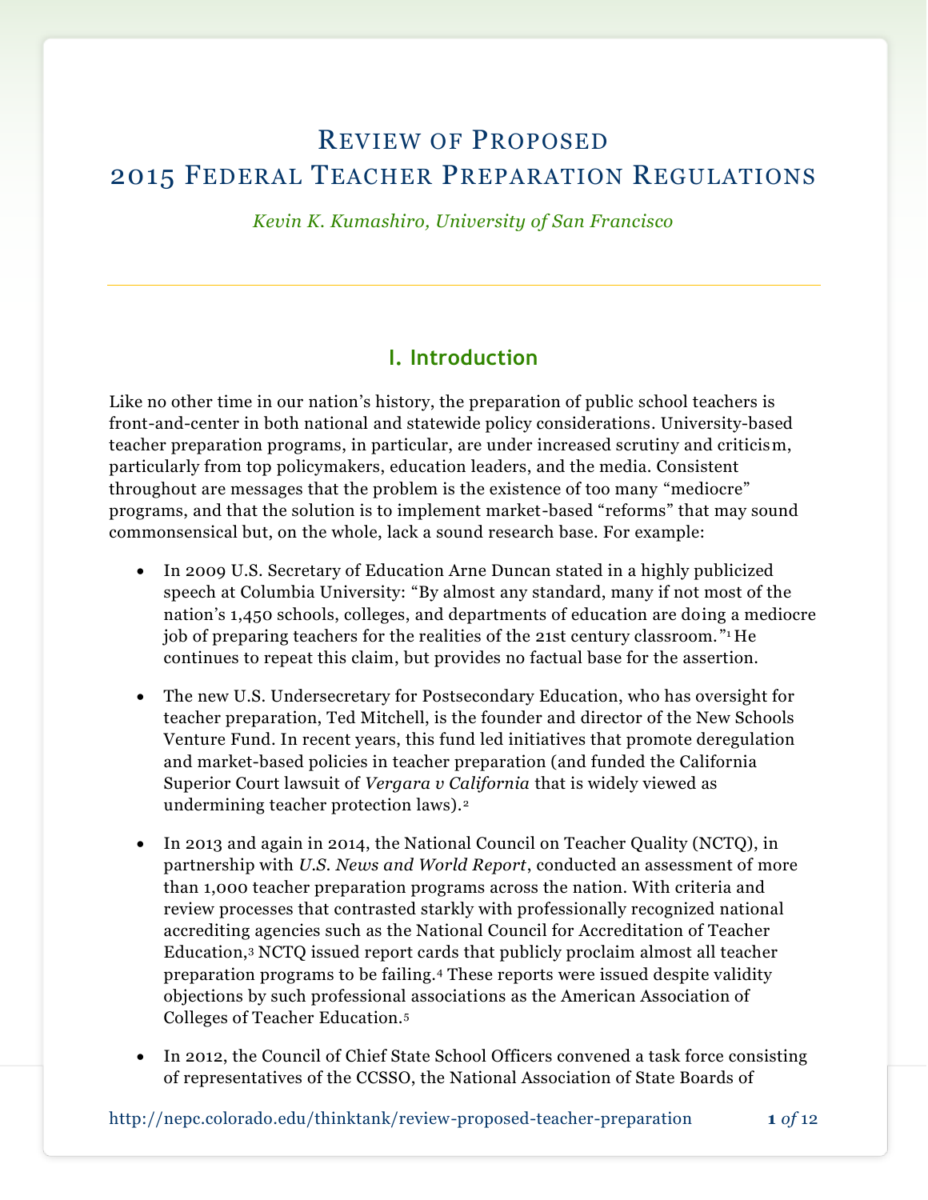# Review of Proposed 2015 Federal Teacher Preparation Regulations

*Kevin K. Kumashiro, University of San Francisco*

## I. Introduction

Like no other time in our nation's history, the preparation of public school teachers is front-and-center in both national and statewide policy considerations. University-based teacher preparation programs, in particular, are under increased scrutiny and criticism, particularly from top policymakers, education leaders, and the media. Consistent throughout are messages that the problem is the existence of too many "mediocre" programs, and that the solution is to implement market-based "reforms" that may sound commonsensical but, on the whole, lack a sound research base. For example:

- In 2009 U.S. Secretary of Education Arne Duncan stated in a highly publicized speech at Columbia University: "By almost any standard, many if not most of the nation's 1,450 schools, colleges, and departments of education are doing a mediocre job of preparing teachers for the realities of the 21st century classroom."[1] He continues to repeat this claim, but provides no factual base for the assertion.
- The new U.S. Undersecretary for Postsecondary Education, who has oversight for teacher preparation, Ted Mitchell, is the founder and director of the New Schools Venture Fund. In recent years, this fund led initiatives that promote deregulation and market-based policies in teacher preparation (and funded the California Superior Court lawsuit of *Vergara v California* that is widely viewed as undermining teacher protection laws).[2]
- In 2013 and again in 2014, the National Council on Teacher Quality (NCTQ), in partnership with *U.S. News and World Report*, conducted an assessment of more than 1,000 teacher preparation programs across the nation. With criteria and review processes that contrasted starkly with professionally recognized national accrediting agencies such as the National Council for Accreditation of Teacher Education,[3] NCTQ issued report cards that publicly proclaim almost all teacher preparation programs to be failing.[4] These reports were issued despite validity objections by such professional associations as the American Association of Colleges of Teacher Education.[5]
- In 2012, the Council of Chief State School Officers convened a task force consisting of representatives of the CCSSO, the National Association of State Boards of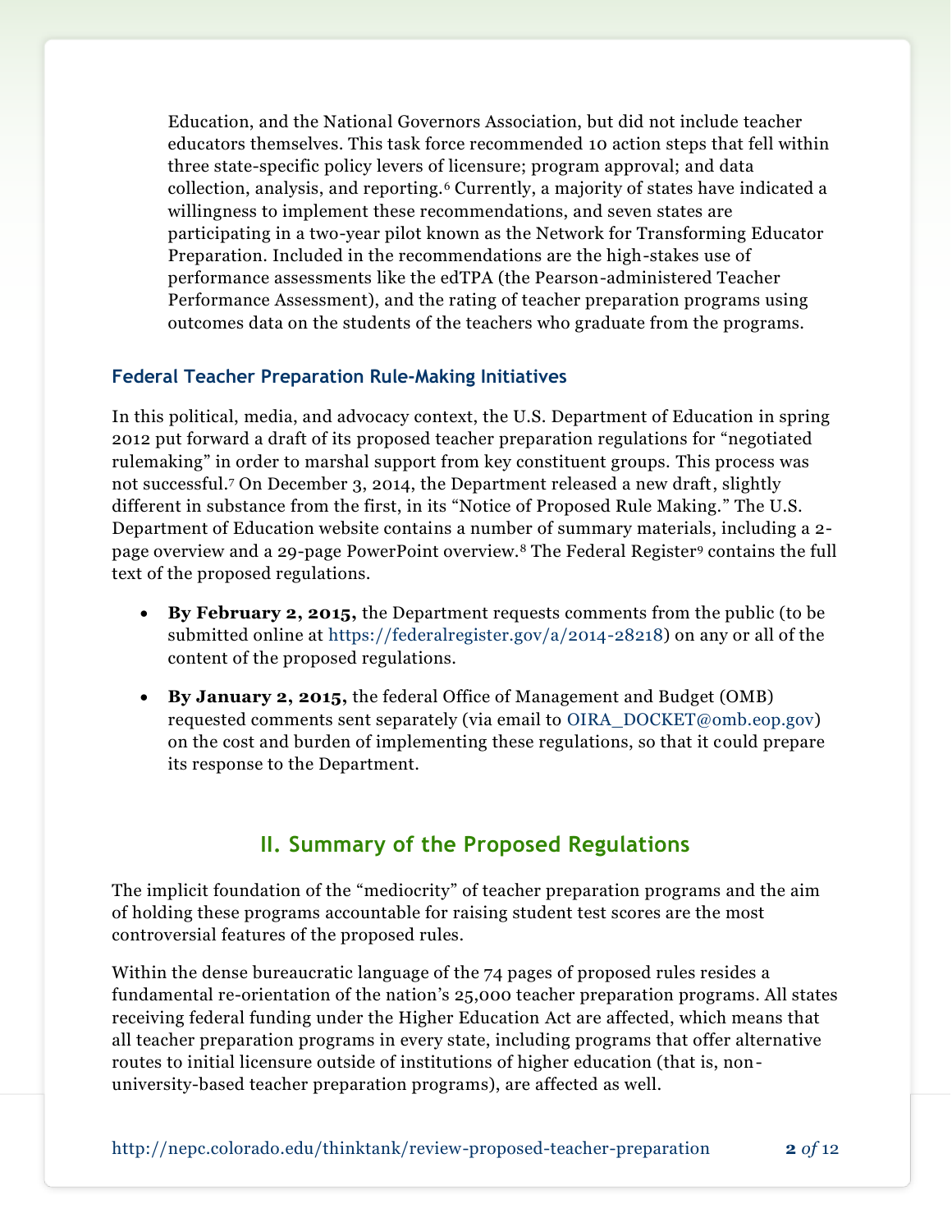Education, and the National Governors Association, but did not include teacher educators themselves. This task force recommended 10 action steps that fell within three state-specific policy levers of licensure; program approval; and data collection, analysis, and reporting.[6] Currently, a majority of states have indicated a willingness to implement these recommendations, and seven states are participating in a two-year pilot known as the Network for Transforming Educator Preparation. Included in the recommendations are the high-stakes use of performance assessments like the edTPA (the Pearson-administered Teacher Performance Assessment), and the rating of teacher preparation programs using outcomes data on the students of the teachers who graduate from the programs.

### Federal Teacher Preparation Rule-Making Initiatives

In this political, media, and advocacy context, the U.S. Department of Education in spring 2012 put forward a draft of its proposed teacher preparation regulations for "negotiated rulemaking" in order to marshal support from key constituent groups. This process was not successful.[7] On December 3, 2014, the Department released a new draft, slightly different in substance from the first, in its "Notice of Proposed Rule Making." The U.S. Department of Education website contains a number of summary materials, including a 2-page overview and a 29-page PowerPoint overview.[8] The Federal Register[9] contains the full text of the proposed regulations.

- **By February 2, 2015,** the Department requests comments from the public (to be submitted online at https://federalregister.gov/a/2014-28218) on any or all of the content of the proposed regulations.
- **By January 2, 2015,** the federal Office of Management and Budget (OMB) requested comments sent separately (via email to OIRA_DOCKET@omb.eop.gov) on the cost and burden of implementing these regulations, so that it could prepare its response to the Department.

## II. Summary of the Proposed Regulations

The implicit foundation of the "mediocrity" of teacher preparation programs and the aim of holding these programs accountable for raising student test scores are the most controversial features of the proposed rules.

Within the dense bureaucratic language of the 74 pages of proposed rules resides a fundamental re-orientation of the nation's 25,000 teacher preparation programs. All states receiving federal funding under the Higher Education Act are affected, which means that all teacher preparation programs in every state, including programs that offer alternative routes to initial licensure outside of institutions of higher education (that is, non-university-based teacher preparation programs), are affected as well.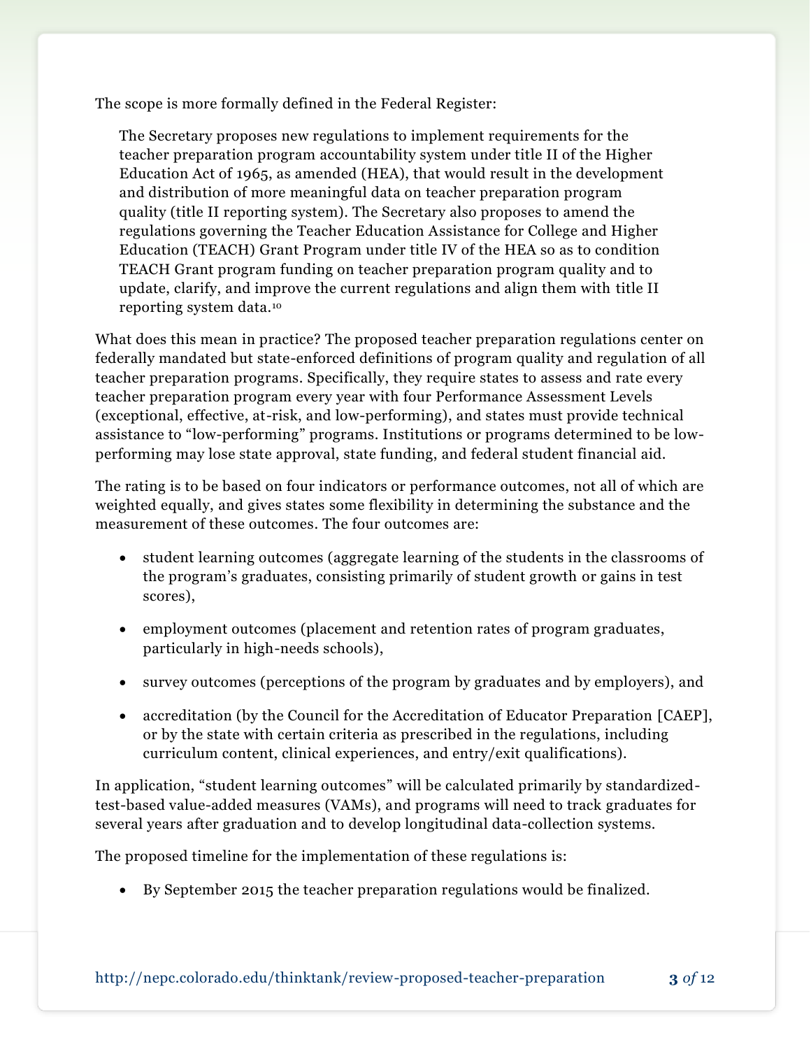The scope is more formally defined in the Federal Register:

> The Secretary proposes new regulations to implement requirements for the teacher preparation program accountability system under title II of the Higher Education Act of 1965, as amended (HEA), that would result in the development and distribution of more meaningful data on teacher preparation program quality (title II reporting system). The Secretary also proposes to amend the regulations governing the Teacher Education Assistance for College and Higher Education (TEACH) Grant Program under title IV of the HEA so as to condition TEACH Grant program funding on teacher preparation program quality and to update, clarify, and improve the current regulations and align them with title II reporting system data.[10]

What does this mean in practice? The proposed teacher preparation regulations center on federally mandated but state-enforced definitions of program quality and regulation of all teacher preparation programs. Specifically, they require states to assess and rate every teacher preparation program every year with four Performance Assessment Levels (exceptional, effective, at-risk, and low-performing), and states must provide technical assistance to "low-performing" programs. Institutions or programs determined to be low-performing may lose state approval, state funding, and federal student financial aid.

The rating is to be based on four indicators or performance outcomes, not all of which are weighted equally, and gives states some flexibility in determining the substance and the measurement of these outcomes. The four outcomes are:

- student learning outcomes (aggregate learning of the students in the classrooms of the program's graduates, consisting primarily of student growth or gains in test scores),
- employment outcomes (placement and retention rates of program graduates, particularly in high-needs schools),
- survey outcomes (perceptions of the program by graduates and by employers), and
- accreditation (by the Council for the Accreditation of Educator Preparation [CAEP], or by the state with certain criteria as prescribed in the regulations, including curriculum content, clinical experiences, and entry/exit qualifications).

In application, "student learning outcomes" will be calculated primarily by standardized-test-based value-added measures (VAMs), and programs will need to track graduates for several years after graduation and to develop longitudinal data-collection systems.

The proposed timeline for the implementation of these regulations is:

- By September 2015 the teacher preparation regulations would be finalized.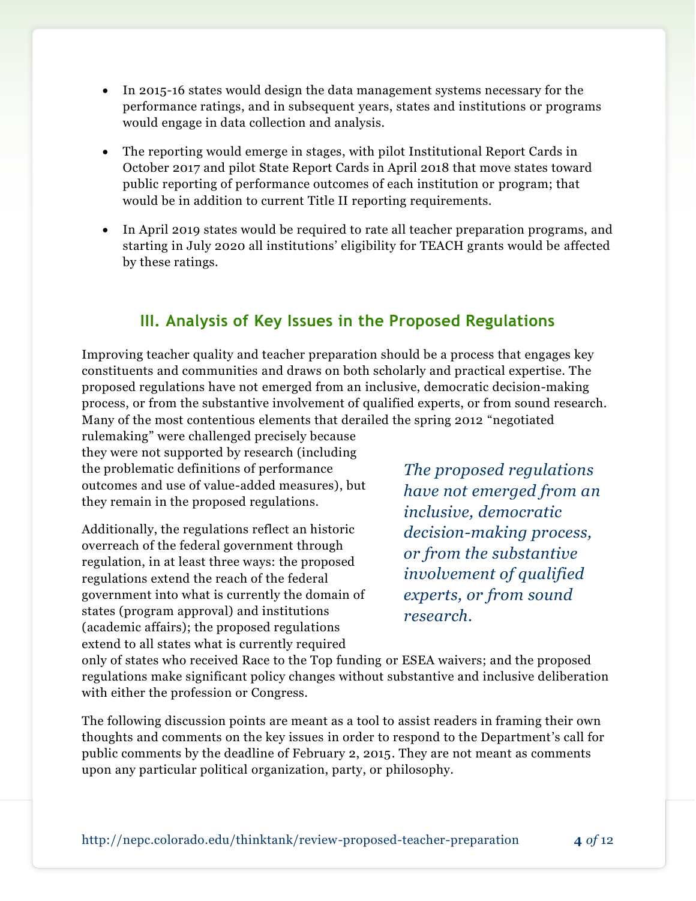- In 2015-16 states would design the data management systems necessary for the performance ratings, and in subsequent years, states and institutions or programs would engage in data collection and analysis.
- The reporting would emerge in stages, with pilot Institutional Report Cards in October 2017 and pilot State Report Cards in April 2018 that move states toward public reporting of performance outcomes of each institution or program; that would be in addition to current Title II reporting requirements.
- In April 2019 states would be required to rate all teacher preparation programs, and starting in July 2020 all institutions' eligibility for TEACH grants would be affected by these ratings.

## III. Analysis of Key Issues in the Proposed Regulations

Improving teacher quality and teacher preparation should be a process that engages key constituents and communities and draws on both scholarly and practical expertise. The proposed regulations have not emerged from an inclusive, democratic decision-making process, or from the substantive involvement of qualified experts, or from sound research. Many of the most contentious elements that derailed the spring 2012 "negotiated rulemaking" were challenged precisely because they were not supported by research (including the problematic definitions of performance outcomes and use of value-added measures), but they remain in the proposed regulations.

*The proposed regulations have not emerged from an inclusive, democratic decision-making process, or from the substantive involvement of qualified experts, or from sound research.*

Additionally, the regulations reflect an historic overreach of the federal government through regulation, in at least three ways: the proposed regulations extend the reach of the federal government into what is currently the domain of states (program approval) and institutions (academic affairs); the proposed regulations extend to all states what is currently required only of states who received Race to the Top funding or ESEA waivers; and the proposed regulations make significant policy changes without substantive and inclusive deliberation with either the profession or Congress.

The following discussion points are meant as a tool to assist readers in framing their own thoughts and comments on the key issues in order to respond to the Department's call for public comments by the deadline of February 2, 2015. They are not meant as comments upon any particular political organization, party, or philosophy.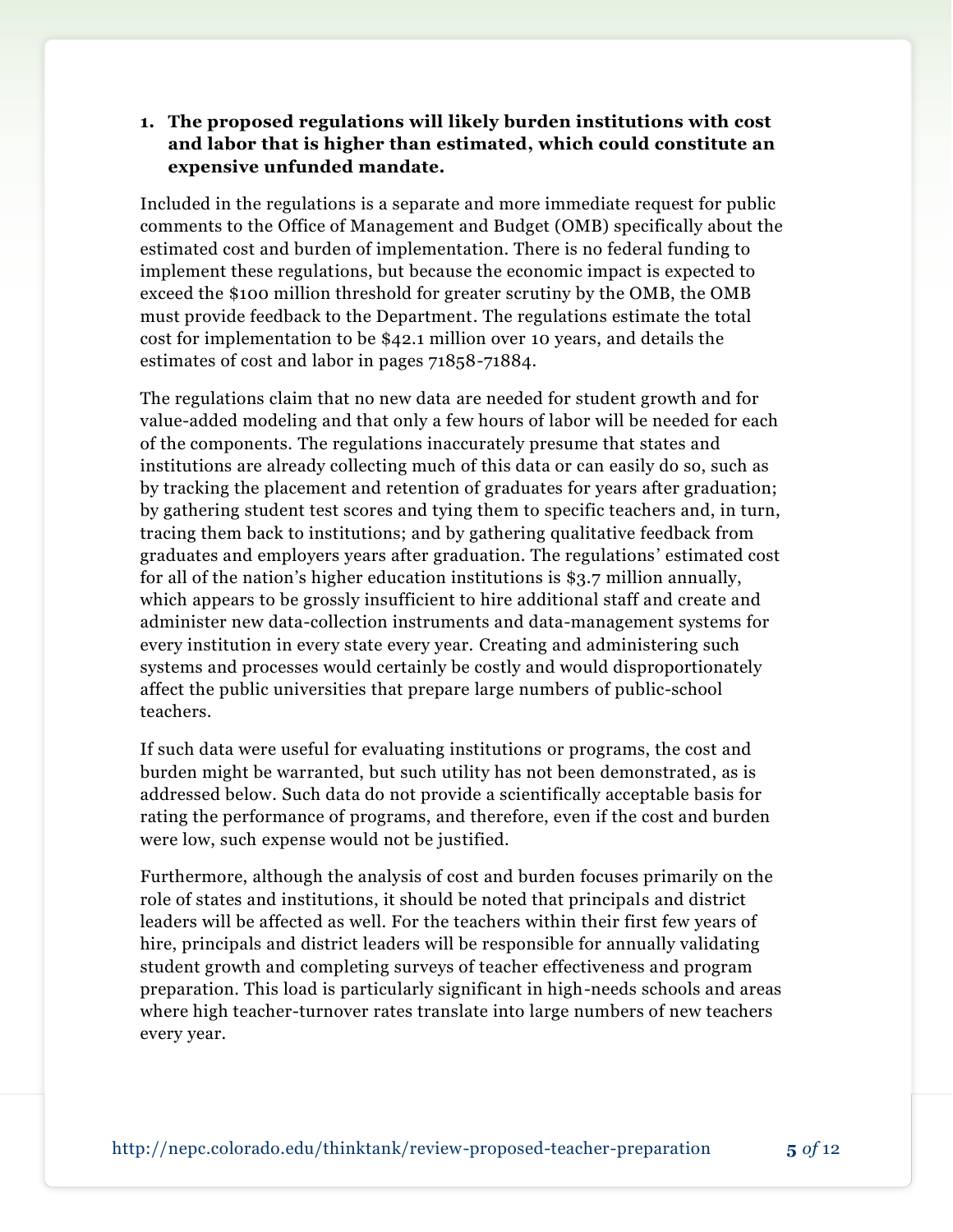1. **The proposed regulations will likely burden institutions with cost and labor that is higher than estimated, which could constitute an expensive unfunded mandate.**

Included in the regulations is a separate and more immediate request for public comments to the Office of Management and Budget (OMB) specifically about the estimated cost and burden of implementation. There is no federal funding to implement these regulations, but because the economic impact is expected to exceed the $100 million threshold for greater scrutiny by the OMB, the OMB must provide feedback to the Department. The regulations estimate the total cost for implementation to be $42.1 million over 10 years, and details the estimates of cost and labor in pages 71858-71884.

The regulations claim that no new data are needed for student growth and for value-added modeling and that only a few hours of labor will be needed for each of the components. The regulations inaccurately presume that states and institutions are already collecting much of this data or can easily do so, such as by tracking the placement and retention of graduates for years after graduation; by gathering student test scores and tying them to specific teachers and, in turn, tracing them back to institutions; and by gathering qualitative feedback from graduates and employers years after graduation. The regulations' estimated cost for all of the nation's higher education institutions is $3.7 million annually, which appears to be grossly insufficient to hire additional staff and create and administer new data-collection instruments and data-management systems for every institution in every state every year. Creating and administering such systems and processes would certainly be costly and would disproportionately affect the public universities that prepare large numbers of public-school teachers.

If such data were useful for evaluating institutions or programs, the cost and burden might be warranted, but such utility has not been demonstrated, as is addressed below. Such data do not provide a scientifically acceptable basis for rating the performance of programs, and therefore, even if the cost and burden were low, such expense would not be justified.

Furthermore, although the analysis of cost and burden focuses primarily on the role of states and institutions, it should be noted that principals and district leaders will be affected as well. For the teachers within their first few years of hire, principals and district leaders will be responsible for annually validating student growth and completing surveys of teacher effectiveness and program preparation. This load is particularly significant in high-needs schools and areas where high teacher-turnover rates translate into large numbers of new teachers every year.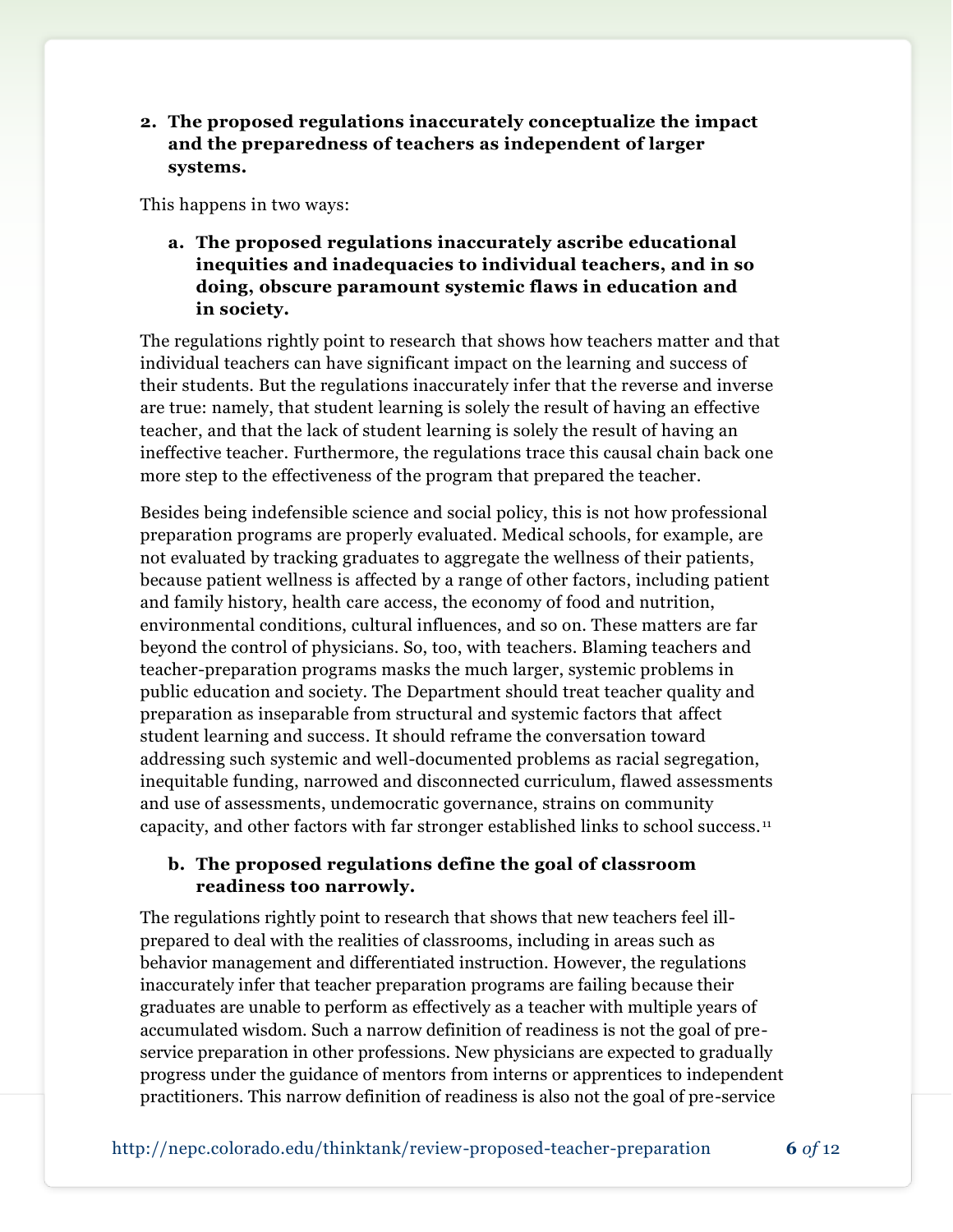2. **The proposed regulations inaccurately conceptualize the impact and the preparedness of teachers as independent of larger systems.**

This happens in two ways:

a. **The proposed regulations inaccurately ascribe educational inequities and inadequacies to individual teachers, and in so doing, obscure paramount systemic flaws in education and in society.**

The regulations rightly point to research that shows how teachers matter and that individual teachers can have significant impact on the learning and success of their students. But the regulations inaccurately infer that the reverse and inverse are true: namely, that student learning is solely the result of having an effective teacher, and that the lack of student learning is solely the result of having an ineffective teacher. Furthermore, the regulations trace this causal chain back one more step to the effectiveness of the program that prepared the teacher.

Besides being indefensible science and social policy, this is not how professional preparation programs are properly evaluated. Medical schools, for example, are not evaluated by tracking graduates to aggregate the wellness of their patients, because patient wellness is affected by a range of other factors, including patient and family history, health care access, the economy of food and nutrition, environmental conditions, cultural influences, and so on. These matters are far beyond the control of physicians. So, too, with teachers. Blaming teachers and teacher-preparation programs masks the much larger, systemic problems in public education and society. The Department should treat teacher quality and preparation as inseparable from structural and systemic factors that affect student learning and success. It should reframe the conversation toward addressing such systemic and well-documented problems as racial segregation, inequitable funding, narrowed and disconnected curriculum, flawed assessments and use of assessments, undemocratic governance, strains on community capacity, and other factors with far stronger established links to school success.[11]

b. **The proposed regulations define the goal of classroom readiness too narrowly.**

The regulations rightly point to research that shows that new teachers feel ill-prepared to deal with the realities of classrooms, including in areas such as behavior management and differentiated instruction. However, the regulations inaccurately infer that teacher preparation programs are failing because their graduates are unable to perform as effectively as a teacher with multiple years of accumulated wisdom. Such a narrow definition of readiness is not the goal of pre-service preparation in other professions. New physicians are expected to gradually progress under the guidance of mentors from interns or apprentices to independent practitioners. This narrow definition of readiness is also not the goal of pre-service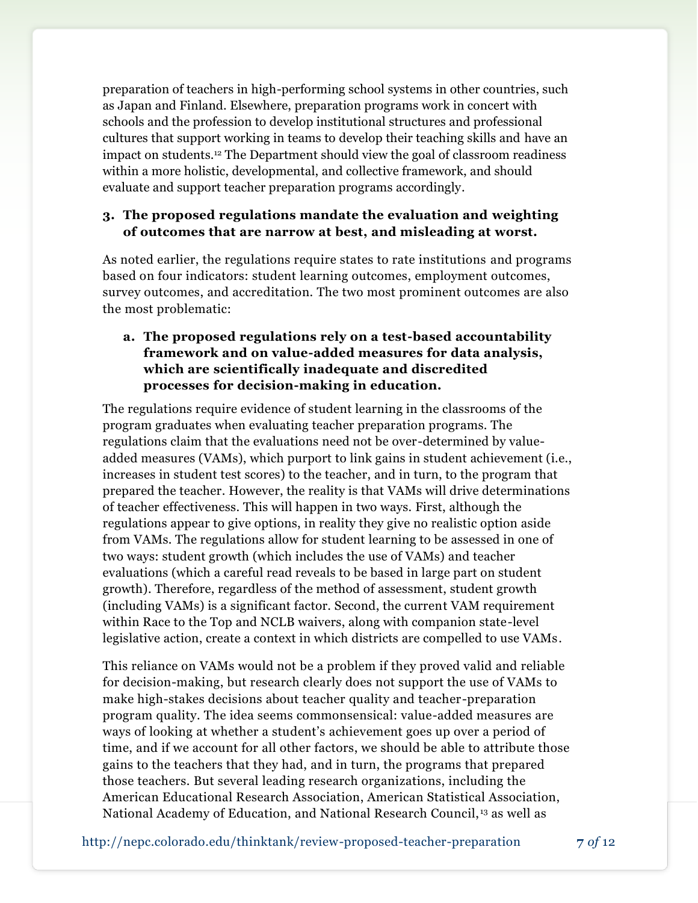preparation of teachers in high-performing school systems in other countries, such as Japan and Finland. Elsewhere, preparation programs work in concert with schools and the profession to develop institutional structures and professional cultures that support working in teams to develop their teaching skills and have an impact on students.[12] The Department should view the goal of classroom readiness within a more holistic, developmental, and collective framework, and should evaluate and support teacher preparation programs accordingly.

3. **The proposed regulations mandate the evaluation and weighting of outcomes that are narrow at best, and misleading at worst.**

As noted earlier, the regulations require states to rate institutions and programs based on four indicators: student learning outcomes, employment outcomes, survey outcomes, and accreditation. The two most prominent outcomes are also the most problematic:

   a. **The proposed regulations rely on a test-based accountability framework and on value-added measures for data analysis, which are scientifically inadequate and discredited processes for decision-making in education.**

The regulations require evidence of student learning in the classrooms of the program graduates when evaluating teacher preparation programs. The regulations claim that the evaluations need not be over-determined by value-added measures (VAMs), which purport to link gains in student achievement (i.e., increases in student test scores) to the teacher, and in turn, to the program that prepared the teacher. However, the reality is that VAMs will drive determinations of teacher effectiveness. This will happen in two ways. First, although the regulations appear to give options, in reality they give no realistic option aside from VAMs. The regulations allow for student learning to be assessed in one of two ways: student growth (which includes the use of VAMs) and teacher evaluations (which a careful read reveals to be based in large part on student growth). Therefore, regardless of the method of assessment, student growth (including VAMs) is a significant factor. Second, the current VAM requirement within Race to the Top and NCLB waivers, along with companion state-level legislative action, create a context in which districts are compelled to use VAMs.

This reliance on VAMs would not be a problem if they proved valid and reliable for decision-making, but research clearly does not support the use of VAMs to make high-stakes decisions about teacher quality and teacher-preparation program quality. The idea seems commonsensical: value-added measures are ways of looking at whether a student's achievement goes up over a period of time, and if we account for all other factors, we should be able to attribute those gains to the teachers that they had, and in turn, the programs that prepared those teachers. But several leading research organizations, including the American Educational Research Association, American Statistical Association, National Academy of Education, and National Research Council,[13] as well as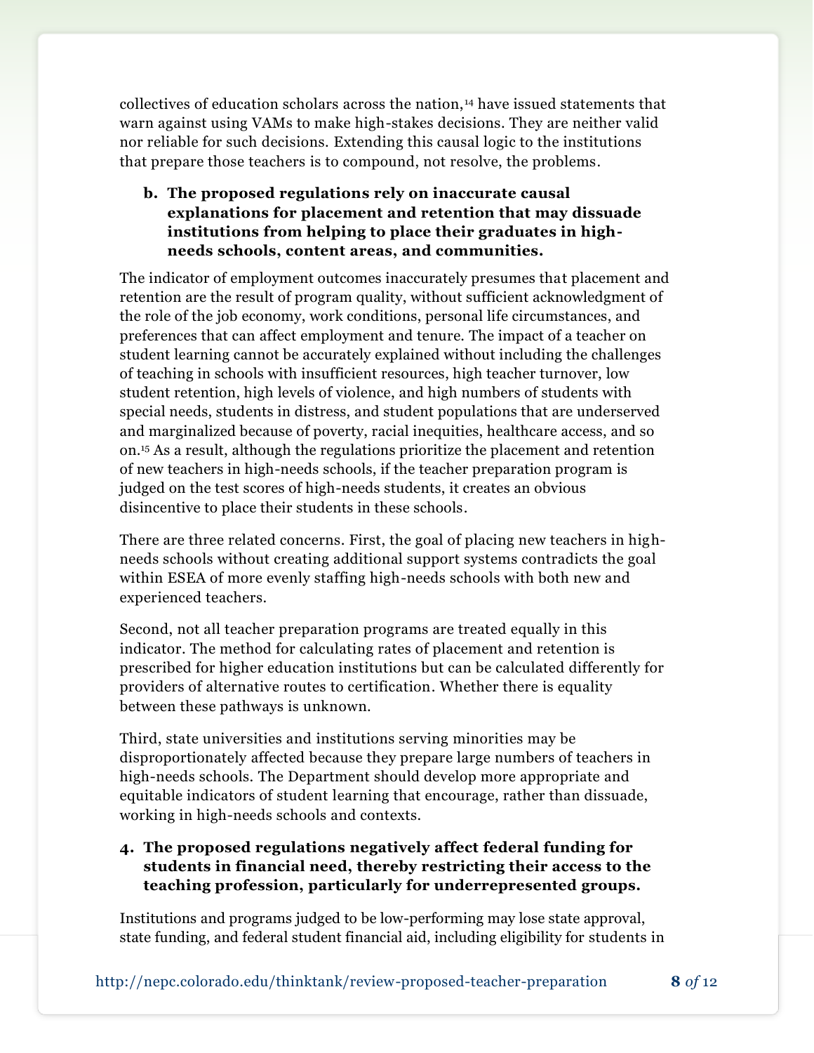collectives of education scholars across the nation,[14] have issued statements that warn against using VAMs to make high-stakes decisions. They are neither valid nor reliable for such decisions. Extending this causal logic to the institutions that prepare those teachers is to compound, not resolve, the problems.

**b. The proposed regulations rely on inaccurate causal explanations for placement and retention that may dissuade institutions from helping to place their graduates in high-needs schools, content areas, and communities.**

The indicator of employment outcomes inaccurately presumes that placement and retention are the result of program quality, without sufficient acknowledgment of the role of the job economy, work conditions, personal life circumstances, and preferences that can affect employment and tenure. The impact of a teacher on student learning cannot be accurately explained without including the challenges of teaching in schools with insufficient resources, high teacher turnover, low student retention, high levels of violence, and high numbers of students with special needs, students in distress, and student populations that are underserved and marginalized because of poverty, racial inequities, healthcare access, and so on.[15] As a result, although the regulations prioritize the placement and retention of new teachers in high-needs schools, if the teacher preparation program is judged on the test scores of high-needs students, it creates an obvious disincentive to place their students in these schools.

There are three related concerns. First, the goal of placing new teachers in high-needs schools without creating additional support systems contradicts the goal within ESEA of more evenly staffing high-needs schools with both new and experienced teachers.

Second, not all teacher preparation programs are treated equally in this indicator. The method for calculating rates of placement and retention is prescribed for higher education institutions but can be calculated differently for providers of alternative routes to certification. Whether there is equality between these pathways is unknown.

Third, state universities and institutions serving minorities may be disproportionately affected because they prepare large numbers of teachers in high-needs schools. The Department should develop more appropriate and equitable indicators of student learning that encourage, rather than dissuade, working in high-needs schools and contexts.

**4. The proposed regulations negatively affect federal funding for students in financial need, thereby restricting their access to the teaching profession, particularly for underrepresented groups.**

Institutions and programs judged to be low-performing may lose state approval, state funding, and federal student financial aid, including eligibility for students in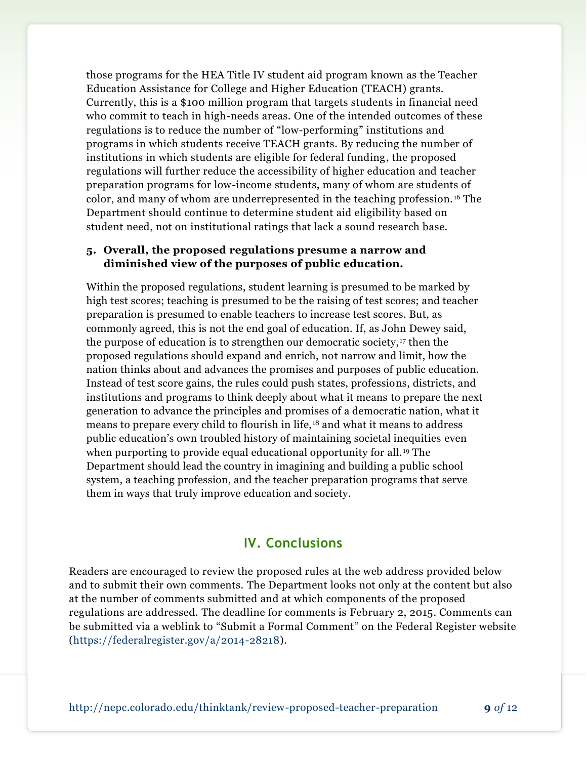those programs for the HEA Title IV student aid program known as the Teacher Education Assistance for College and Higher Education (TEACH) grants. Currently, this is a $100 million program that targets students in financial need who commit to teach in high-needs areas. One of the intended outcomes of these regulations is to reduce the number of "low-performing" institutions and programs in which students receive TEACH grants. By reducing the number of institutions in which students are eligible for federal funding, the proposed regulations will further reduce the accessibility of higher education and teacher preparation programs for low-income students, many of whom are students of color, and many of whom are underrepresented in the teaching profession.[16] The Department should continue to determine student aid eligibility based on student need, not on institutional ratings that lack a sound research base.

**5. Overall, the proposed regulations presume a narrow and diminished view of the purposes of public education.**

Within the proposed regulations, student learning is presumed to be marked by high test scores; teaching is presumed to be the raising of test scores; and teacher preparation is presumed to enable teachers to increase test scores. But, as commonly agreed, this is not the end goal of education. If, as John Dewey said, the purpose of education is to strengthen our democratic society,[17] then the proposed regulations should expand and enrich, not narrow and limit, how the nation thinks about and advances the promises and purposes of public education. Instead of test score gains, the rules could push states, professions, districts, and institutions and programs to think deeply about what it means to prepare the next generation to advance the principles and promises of a democratic nation, what it means to prepare every child to flourish in life,[18] and what it means to address public education's own troubled history of maintaining societal inequities even when purporting to provide equal educational opportunity for all.[19] The Department should lead the country in imagining and building a public school system, a teaching profession, and the teacher preparation programs that serve them in ways that truly improve education and society.

## IV. Conclusions

Readers are encouraged to review the proposed rules at the web address provided below and to submit their own comments. The Department looks not only at the content but also at the number of comments submitted and at which components of the proposed regulations are addressed. The deadline for comments is February 2, 2015. Comments can be submitted via a weblink to "Submit a Formal Comment" on the Federal Register website (https://federalregister.gov/a/2014-28218).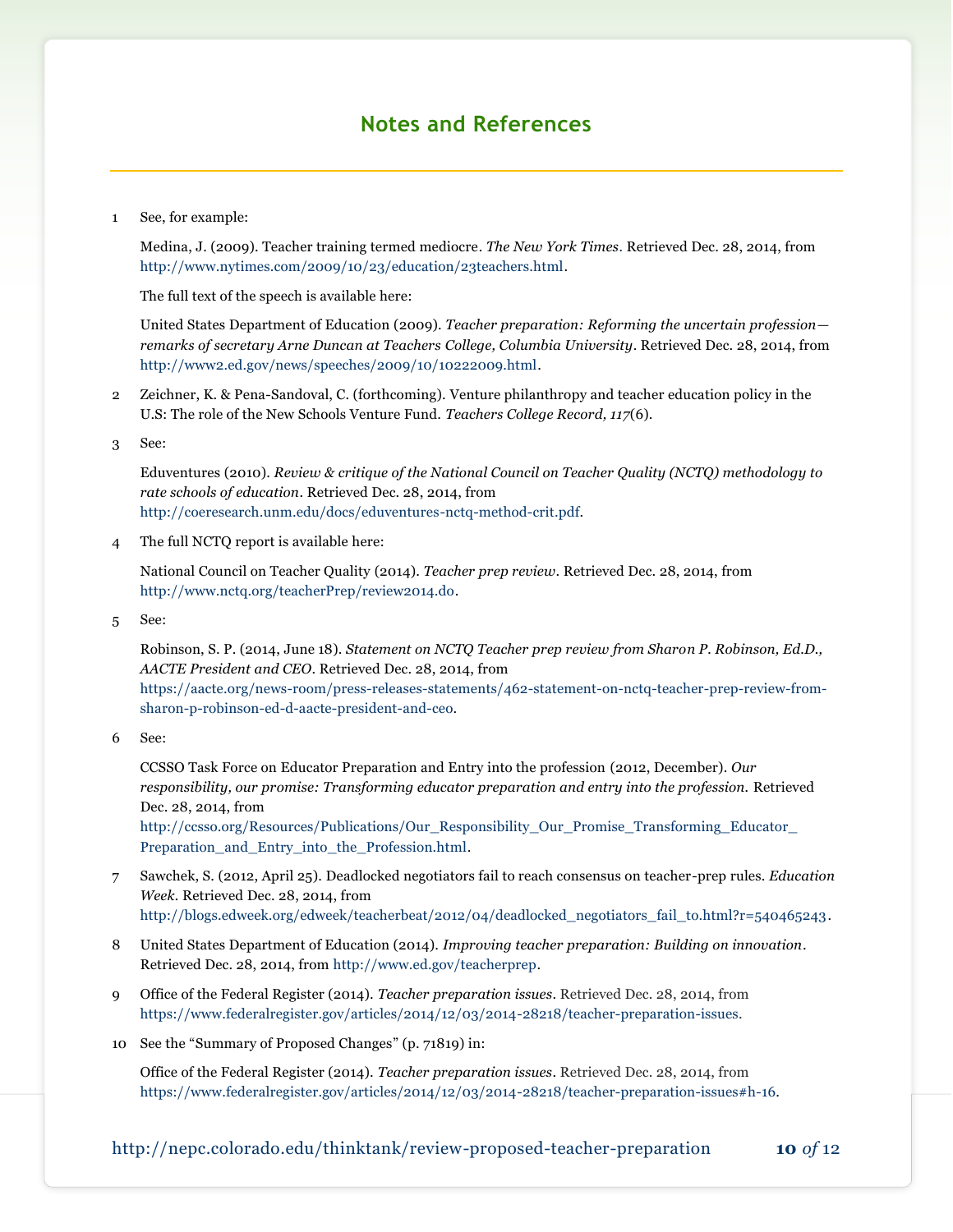## Notes and References

1 See, for example:

Medina, J. (2009). Teacher training termed mediocre. *The New York Times*. Retrieved Dec. 28, 2014, from http://www.nytimes.com/2009/10/23/education/23teachers.html.

The full text of the speech is available here:

United States Department of Education (2009). *Teacher preparation: Reforming the uncertain profession—remarks of secretary Arne Duncan at Teachers College, Columbia University*. Retrieved Dec. 28, 2014, from http://www2.ed.gov/news/speeches/2009/10/10222009.html.

2 Zeichner, K. & Pena-Sandoval, C. (forthcoming). Venture philanthropy and teacher education policy in the U.S: The role of the New Schools Venture Fund. *Teachers College Record, 117*(6).

3 See:

Eduventures (2010). *Review & critique of the National Council on Teacher Quality (NCTQ) methodology to rate schools of education*. Retrieved Dec. 28, 2014, from http://coeresearch.unm.edu/docs/eduventures-nctq-method-crit.pdf.

4 The full NCTQ report is available here:

National Council on Teacher Quality (2014). *Teacher prep review*. Retrieved Dec. 28, 2014, from http://www.nctq.org/teacherPrep/review2014.do.

5 See:

Robinson, S. P. (2014, June 18). *Statement on NCTQ Teacher prep review from Sharon P. Robinson, Ed.D., AACTE President and CEO*. Retrieved Dec. 28, 2014, from https://aacte.org/news-room/press-releases-statements/462-statement-on-nctq-teacher-prep-review-from-sharon-p-robinson-ed-d-aacte-president-and-ceo.

6 See:

CCSSO Task Force on Educator Preparation and Entry into the profession (2012, December). *Our responsibility, our promise: Transforming educator preparation and entry into the profession.* Retrieved Dec. 28, 2014, from http://ccsso.org/Resources/Publications/Our_Responsibility_Our_Promise_Transforming_Educator_Preparation_and_Entry_into_the_Profession.html.

7 Sawchek, S. (2012, April 25). Deadlocked negotiators fail to reach consensus on teacher-prep rules. *Education Week*. Retrieved Dec. 28, 2014, from http://blogs.edweek.org/edweek/teacherbeat/2012/04/deadlocked_negotiators_fail_to.html?r=540465243.

8 United States Department of Education (2014). *Improving teacher preparation: Building on innovation*. Retrieved Dec. 28, 2014, from http://www.ed.gov/teacherprep.

9 Office of the Federal Register (2014). *Teacher preparation issues*. Retrieved Dec. 28, 2014, from https://www.federalregister.gov/articles/2014/12/03/2014-28218/teacher-preparation-issues.

10 See the "Summary of Proposed Changes" (p. 71819) in:

Office of the Federal Register (2014). *Teacher preparation issues*. Retrieved Dec. 28, 2014, from https://www.federalregister.gov/articles/2014/12/03/2014-28218/teacher-preparation-issues#h-16.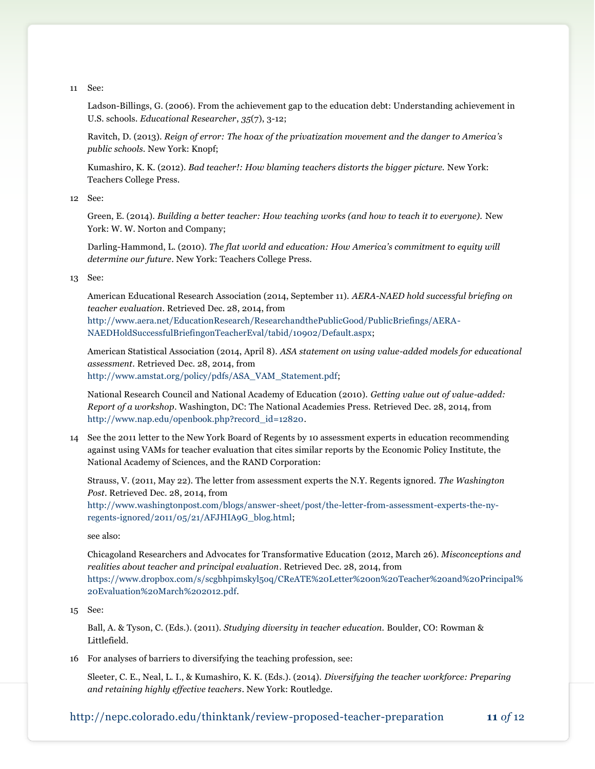11 See:

Ladson-Billings, G. (2006). From the achievement gap to the education debt: Understanding achievement in U.S. schools. *Educational Researcher*, *35*(7), 3-12;

Ravitch, D. (2013). *Reign of error: The hoax of the privatization movement and the danger to America's public schools*. New York: Knopf;

Kumashiro, K. K. (2012). *Bad teacher!: How blaming teachers distorts the bigger picture*. New York: Teachers College Press.

12 See:

Green, E. (2014). *Building a better teacher: How teaching works (and how to teach it to everyone)*. New York: W. W. Norton and Company;

Darling-Hammond, L. (2010). *The flat world and education: How America's commitment to equity will determine our future*. New York: Teachers College Press.

13 See:

American Educational Research Association (2014, September 11). *AERA-NAED hold successful briefing on teacher evaluation*. Retrieved Dec. 28, 2014, from http://www.aera.net/EducationResearch/ResearchandthePublicGood/PublicBriefings/AERA-NAEDHoldSuccessfulBriefingonTeacherEval/tabid/10902/Default.aspx;

American Statistical Association (2014, April 8). *ASA statement on using value-added models for educational assessment*. Retrieved Dec. 28, 2014, from http://www.amstat.org/policy/pdfs/ASA_VAM_Statement.pdf;

National Research Council and National Academy of Education (2010). *Getting value out of value-added: Report of a workshop*. Washington, DC: The National Academies Press. Retrieved Dec. 28, 2014, from http://www.nap.edu/openbook.php?record_id=12820.

14 See the 2011 letter to the New York Board of Regents by 10 assessment experts in education recommending against using VAMs for teacher evaluation that cites similar reports by the Economic Policy Institute, the National Academy of Sciences, and the RAND Corporation:

Strauss, V. (2011, May 22). The letter from assessment experts the N.Y. Regents ignored. *The Washington Post*. Retrieved Dec. 28, 2014, from http://www.washingtonpost.com/blogs/answer-sheet/post/the-letter-from-assessment-experts-the-ny-regents-ignored/2011/05/21/AFJHIA9G_blog.html;

see also:

Chicagoland Researchers and Advocates for Transformative Education (2012, March 26). *Misconceptions and realities about teacher and principal evaluation*. Retrieved Dec. 28, 2014, from https://www.dropbox.com/s/scgbhpimskyl5oq/CReATE%20Letter%20on%20Teacher%20and%20Principal%20Evaluation%20March%202012.pdf.

15 See:

Ball, A. & Tyson, C. (Eds.). (2011). *Studying diversity in teacher education*. Boulder, CO: Rowman & Littlefield.

16 For analyses of barriers to diversifying the teaching profession, see:

Sleeter, C. E., Neal, L. I., & Kumashiro, K. K. (Eds.). (2014). *Diversifying the teacher workforce: Preparing and retaining highly effective teachers*. New York: Routledge.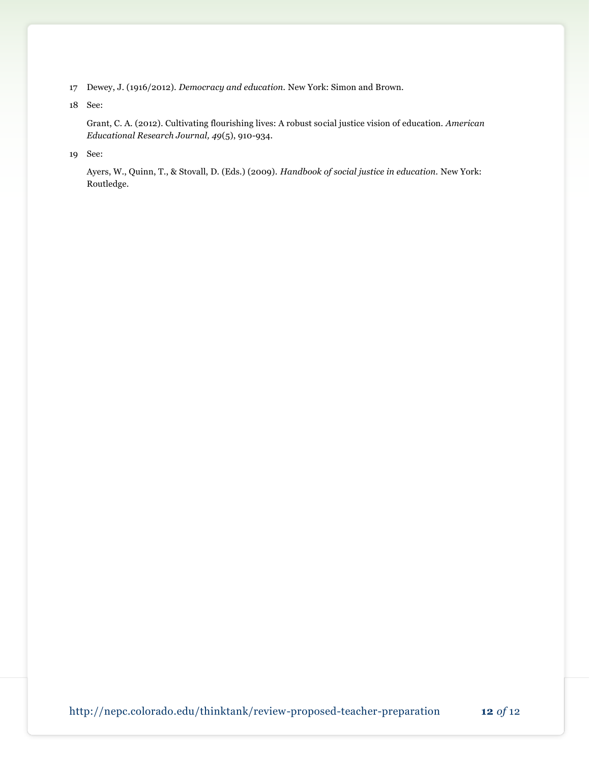17 Dewey, J. (1916/2012). *Democracy and education*. New York: Simon and Brown.

18 See:

Grant, C. A. (2012). Cultivating flourishing lives: A robust social justice vision of education. *American Educational Research Journal, 49*(5), 910-934.

19 See:

Ayers, W., Quinn, T., & Stovall, D. (Eds.) (2009). *Handbook of social justice in education*. New York: Routledge.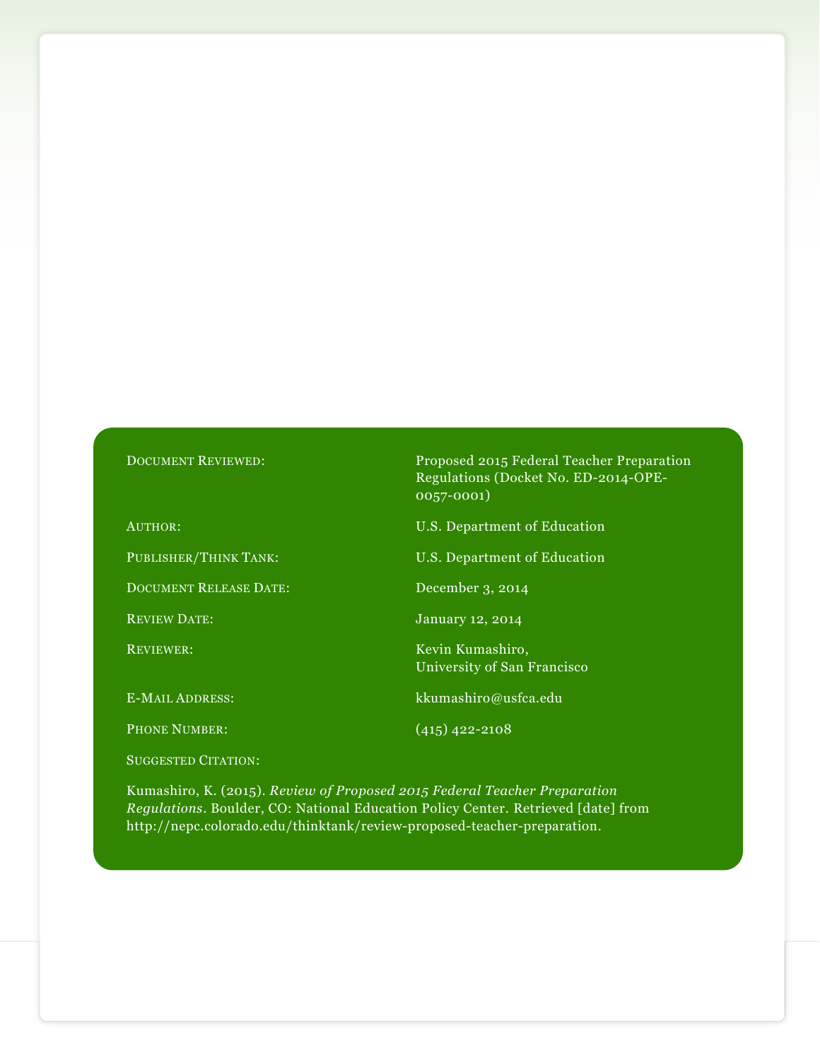| | |
|---|---|
| Document Reviewed: | Proposed 2015 Federal Teacher Preparation Regulations (Docket No. ED-2014-OPE-0057-0001) |
| Author: | U.S. Department of Education |
| Publisher/Think Tank: | U.S. Department of Education |
| Document Release Date: | December 3, 2014 |
| Review Date: | January 12, 2014 |
| Reviewer: | Kevin Kumashiro, University of San Francisco |
| E-Mail Address: | kkumashiro@usfca.edu |
| Phone Number: | (415) 422-2108 |

Suggested Citation:

Kumashiro, K. (2015). *Review of Proposed 2015 Federal Teacher Preparation Regulations*. Boulder, CO: National Education Policy Center. Retrieved [date] from http://nepc.colorado.edu/thinktank/review-proposed-teacher-preparation.